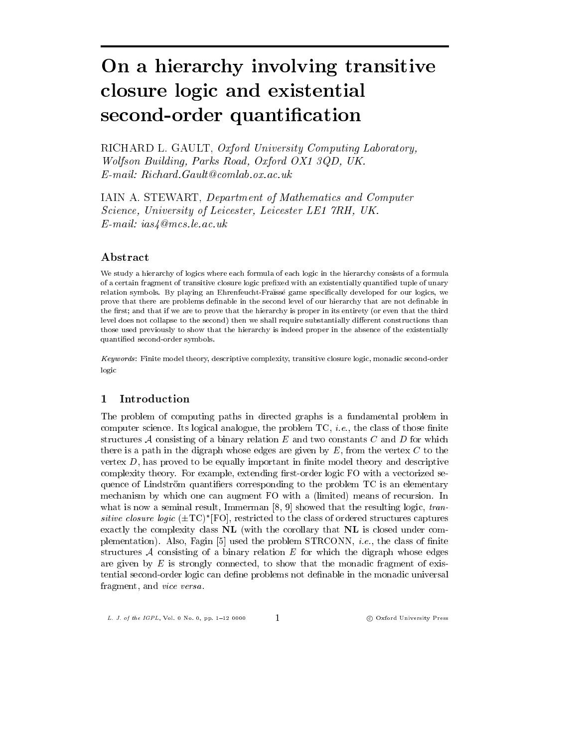# On a hierarchy involving transitive closure logic and existential second-order quantification

RICHARD L. GAULT, *Oxford University Computing Laboratory, Wolfson Building, Parks Road, Oxford OX1 3QD, UK. E-mail: Richard.Gault@comlab.ox.ac.uk*

IAIN A. STEWART, *Department of Mathematics and Computer Science, University of Leicester, Leicester LE1 7RH, UK. E-mail: ias4@mcs.le.ac.uk*

## Abstract

We study a hierarchy of logics where each formula of each logic in the hierarchy consists of a formula of a certain fragment of transitive closure logic prefixed with an existentially quantified tuple of unary relation symbols. By playing an Ehrenfeucht-Fraïssé game specifically developed for our logics, we prove that there are problems definable in the second level of our hierarchy that are not definable in the first; and that if we are to prove that the hierarchy is proper in its entirety (or even that the third level does not collapse to the second) then we shall require substantially different constructions than those used previously to show that the hierarchy is indeed proper in the absence of the existentially quantified second-order symbols.

*Keywords*: Finite model theory, descriptive complexity, transitive closure logic, monadic second-order logic

## 1 Introduction

The problem of computing paths in directed graphs is a fundamental problem in computer science. Its logical analogue, the problem TC, *i.e.*, the class of those finite structures $\mathcal{A}$ consisting of a binary relation $E$ and two constants $C$ and $D$ for which there is a path in the digraph whose edges are given by $E$, from the vertex $C$ to the vertex $D$, has proved to be equally important in finite model theory and descriptive complexity theory. For example, extending first-order logic FO with a vectorized sequence of Lindström quantifiers corresponding to the problem TC is an elementary mechanism by which one can augment FO with a (limited) means of recursion. In what is now a seminal result, Immerman [8, 9] showed that the resulting logic, *transitive closure logic* $(\pm\mathrm{TC})^*[\mathrm{FO}]$, restricted to the class of ordered structures captures exactly the complexity class **NL** (with the corollary that **NL** is closed under complementation). Also, Fagin [5] used the problem STRCONN, *i.e.*, the class of finite structures $\mathcal{A}$ consisting of a binary relation $E$ for which the digraph whose edges are given by $E$ is strongly connected, to show that the monadic fragment of existential second-order logic can define problems not definable in the monadic universal fragment, and *vice versa*.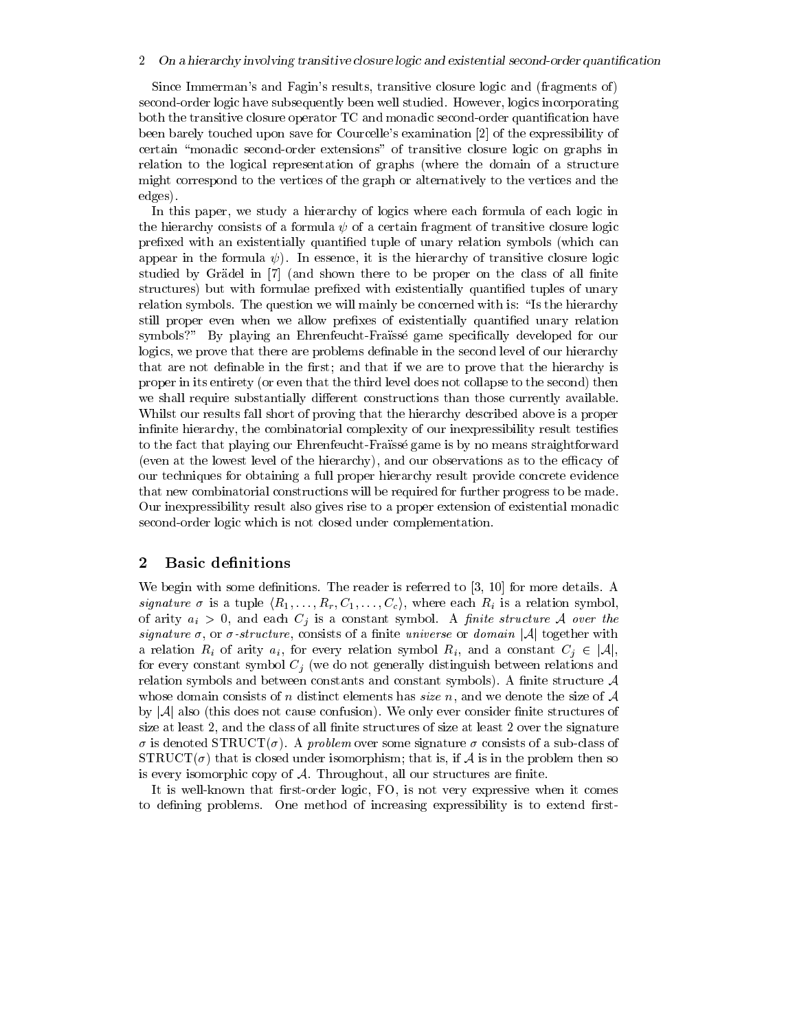Since Immerman's and Fagin's results, transitive closure logic and (fragments of) second-order logic have subsequently been well studied. However, logics incorporating both the transitive closure operator TC and monadic second-order quantification have been barely touched upon save for Courcelle's examination [2] of the expressibility of certain "monadic second-order extensions" of transitive closure logic on graphs in relation to the logical representation of graphs (where the domain of a structure might correspond to the vertices of the graph or alternatively to the vertices and the edges).

In this paper, we study a hierarchy of logics where each formula of each logic in the hierarchy consists of a formula $\psi$ of a certain fragment of transitive closure logic prefixed with an existentially quantified tuple of unary relation symbols (which can appear in the formula $\psi$). In essence, it is the hierarchy of transitive closure logic studied by Grädel in [7] (and shown there to be proper on the class of all finite structures) but with formulae prefixed with existentially quantified tuples of unary relation symbols. The question we will mainly be concerned with is: "Is the hierarchy still proper even when we allow prefixes of existentially quantified unary relation symbols?" By playing an Ehrenfeucht-Fraïssé game specifically developed for our logics, we prove that there are problems definable in the second level of our hierarchy that are not definable in the first; and that if we are to prove that the hierarchy is proper in its entirety (or even that the third level does not collapse to the second) then we shall require substantially different constructions than those currently available. Whilst our results fall short of proving that the hierarchy described above is a proper infinite hierarchy, the combinatorial complexity of our inexpressibility result testifies to the fact that playing our Ehrenfeucht-Fraïssé game is by no means straightforward (even at the lowest level of the hierarchy), and our observations as to the efficacy of our techniques for obtaining a full proper hierarchy result provide concrete evidence that new combinatorial constructions will be required for further progress to be made. Our inexpressibility result also gives rise to a proper extension of existential monadic second-order logic which is not closed under complementation.

## 2 Basic definitions

We begin with some definitions. The reader is referred to [3, 10] for more details. A *signature* $\sigma$ is a tuple $\langle R_1, \ldots, R_r, C_1, \ldots, C_c \rangle$, where each $R_i$ is a relation symbol, of arity $a_i > 0$, and each $C_j$ is a constant symbol. A *finite structure* $\mathcal{A}$ *over the signature* $\sigma$, or $\sigma$*-structure*, consists of a finite *universe* or *domain* $|\mathcal{A}|$ together with a relation $R_i$ of arity $a_i$, for every relation symbol $R_i$, and a constant $C_j \in |\mathcal{A}|$, for every constant symbol $C_j$ (we do not generally distinguish between relations and relation symbols and between constants and constant symbols). A finite structure $\mathcal{A}$ whose domain consists of $n$ distinct elements has *size* $n$, and we denote the size of $\mathcal{A}$ by $|\mathcal{A}|$ also (this does not cause confusion). We only ever consider finite structures of size at least 2, and the class of all finite structures of size at least 2 over the signature $\sigma$ is denoted $\mathrm{STRUCT}(\sigma)$. A *problem* over some signature $\sigma$ consists of a sub-class of $\mathrm{STRUCT}(\sigma)$ that is closed under isomorphism; that is, if $\mathcal{A}$ is in the problem then so is every isomorphic copy of $\mathcal{A}$. Throughout, all our structures are finite.

It is well-known that first-order logic, FO, is not very expressive when it comes to defining problems. One method of increasing expressibility is to extend first-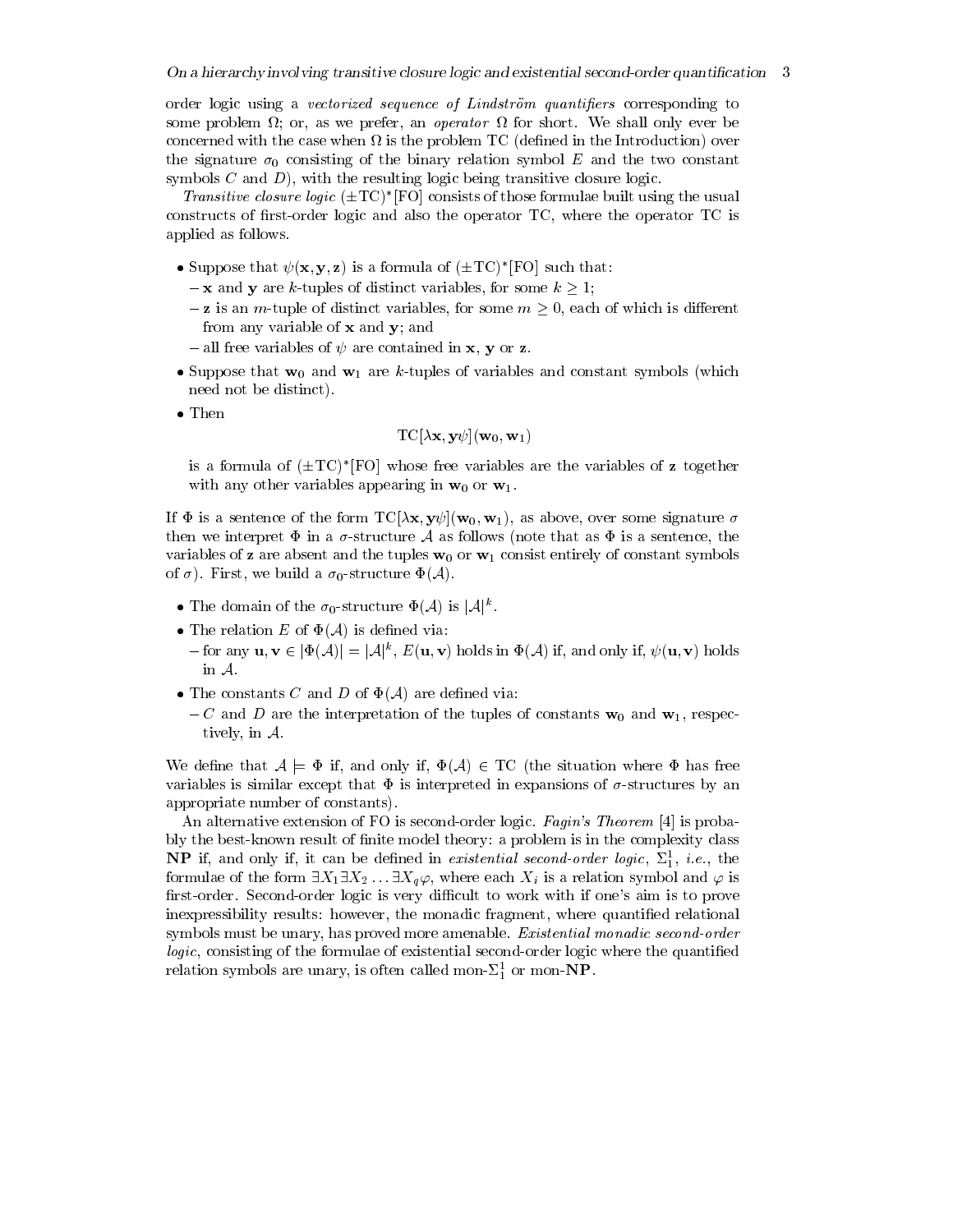order logic using a *vectorized sequence of Lindström quantifiers* corresponding to some problem $\Omega$; or, as we prefer, an *operator* $\Omega$ for short. We shall only ever be concerned with the case when $\Omega$ is the problem TC (defined in the Introduction) over the signature $\sigma_0$ consisting of the binary relation symbol $E$ and the two constant symbols $C$ and $D$), with the resulting logic being transitive closure logic.

*Transitive closure logic* $(\pm\mathrm{TC})^*[\mathrm{FO}]$ consists of those formulae built using the usual constructs of first-order logic and also the operator TC, where the operator TC is applied as follows.

- Suppose that $\psi(\mathbf{x}, \mathbf{y}, \mathbf{z})$ is a formula of $(\pm\mathrm{TC})^*[\mathrm{FO}]$ such that:
  - $\mathbf{x}$ and $\mathbf{y}$ are $k$-tuples of distinct variables, for some $k \geq 1$;
  - $\mathbf{z}$ is an $m$-tuple of distinct variables, for some $m \geq 0$, each of which is different from any variable of $\mathbf{x}$ and $\mathbf{y}$; and
  - all free variables of $\psi$ are contained in $\mathbf{x}$, $\mathbf{y}$ or $\mathbf{z}$.
- Suppose that $\mathbf{w}_0$ and $\mathbf{w}_1$ are $k$-tuples of variables and constant symbols (which need not be distinct).
- Then

$$\mathrm{TC}[\lambda\mathbf{x}, \mathbf{y}\psi](\mathbf{w}_0, \mathbf{w}_1)$$

  is a formula of $(\pm\mathrm{TC})^*[\mathrm{FO}]$ whose free variables are the variables of $\mathbf{z}$ together with any other variables appearing in $\mathbf{w}_0$ or $\mathbf{w}_1$.

If $\Phi$ is a sentence of the form $\mathrm{TC}[\lambda\mathbf{x}, \mathbf{y}\psi](\mathbf{w}_0, \mathbf{w}_1)$, as above, over some signature $\sigma$ then we interpret $\Phi$ in a $\sigma$-structure $\mathcal{A}$ as follows (note that as $\Phi$ is a sentence, the variables of $\mathbf{z}$ are absent and the tuples $\mathbf{w}_0$ or $\mathbf{w}_1$ consist entirely of constant symbols of $\sigma$). First, we build a $\sigma_0$-structure $\Phi(\mathcal{A})$.

- The domain of the $\sigma_0$-structure $\Phi(\mathcal{A})$ is $|\mathcal{A}|^k$.
- The relation $E$ of $\Phi(\mathcal{A})$ is defined via:
  - for any $\mathbf{u}, \mathbf{v} \in |\Phi(\mathcal{A})| = |\mathcal{A}|^k$, $E(\mathbf{u}, \mathbf{v})$ holds in $\Phi(\mathcal{A})$ if, and only if, $\psi(\mathbf{u}, \mathbf{v})$ holds in $\mathcal{A}$.
- The constants $C$ and $D$ of $\Phi(\mathcal{A})$ are defined via:
  - $C$ and $D$ are the interpretation of the tuples of constants $\mathbf{w}_0$ and $\mathbf{w}_1$, respectively, in $\mathcal{A}$.

We define that $\mathcal{A} \models \Phi$ if, and only if, $\Phi(\mathcal{A}) \in \mathrm{TC}$ (the situation where $\Phi$ has free variables is similar except that $\Phi$ is interpreted in expansions of $\sigma$-structures by an appropriate number of constants).

An alternative extension of FO is second-order logic. *Fagin's Theorem* [4] is probably the best-known result of finite model theory: a problem is in the complexity class **NP** if, and only if, it can be defined in *existential second-order logic*, $\Sigma^1_1$, *i.e.*, the formulae of the form $\exists X_1 \exists X_2 \ldots \exists X_q \varphi$, where each $X_i$ is a relation symbol and $\varphi$ is first-order. Second-order logic is very difficult to work with if one's aim is to prove inexpressibility results: however, the monadic fragment, where quantified relational symbols must be unary, has proved more amenable. *Existential monadic second-order logic*, consisting of the formulae of existential second-order logic where the quantified relation symbols are unary, is often called mon-$\Sigma^1_1$ or mon-**NP**.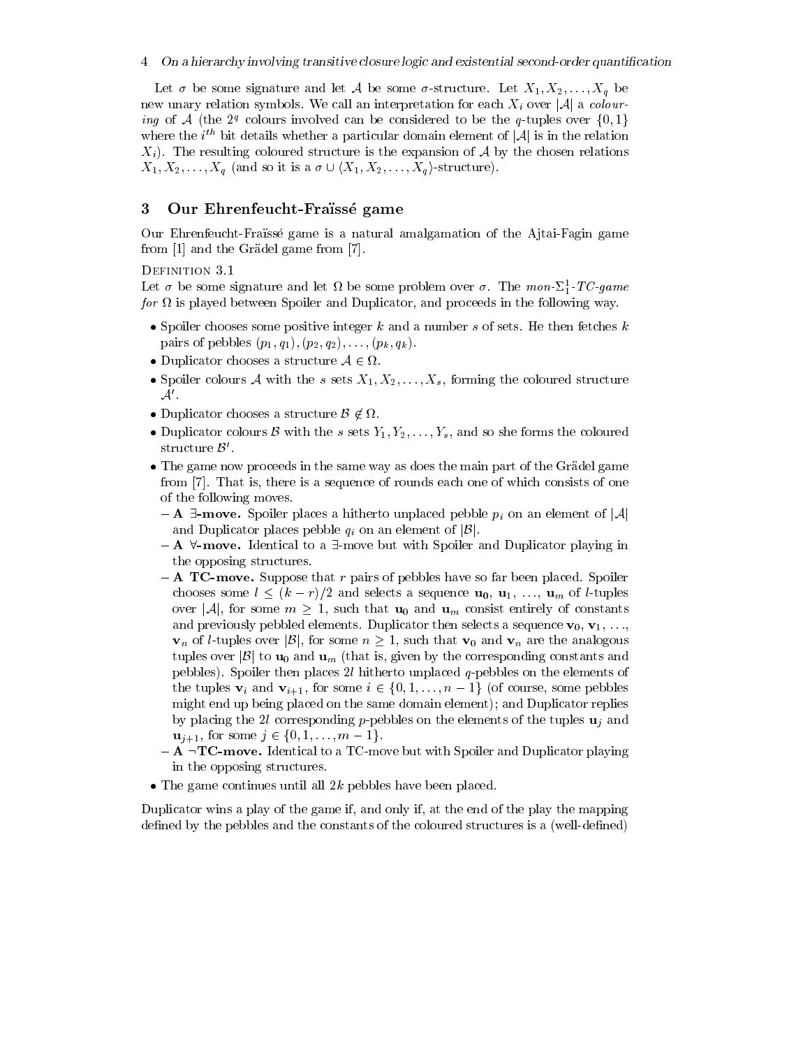Let $\sigma$ be some signature and let $\mathcal{A}$ be some $\sigma$-structure. Let $X_1, X_2, \ldots, X_q$ be new unary relation symbols. We call an interpretation for each $X_i$ over $|\mathcal{A}|$ a *colouring* of $\mathcal{A}$ (the $2^q$ colours involved can be considered to be the $q$-tuples over $\{0, 1\}$ where the $i^{th}$ bit details whether a particular domain element of $|\mathcal{A}|$ is in the relation $X_i$). The resulting coloured structure is the expansion of $\mathcal{A}$ by the chosen relations $X_1, X_2, \ldots, X_q$ (and so it is a $\sigma \cup \langle X_1, X_2, \ldots, X_q\rangle$-structure).

## 3 Our Ehrenfeucht-Fraïssé game

Our Ehrenfeucht-Fraïssé game is a natural amalgamation of the Ajtai-Fagin game from [1] and the Grädel game from [7].

Definition 3.1
Let $\sigma$ be some signature and let $\Omega$ be some problem over $\sigma$. The *mon-$\Sigma^1_1$-TC-game for* $\Omega$ is played between Spoiler and Duplicator, and proceeds in the following way.

- Spoiler chooses some positive integer $k$ and a number $s$ of sets. He then fetches $k$ pairs of pebbles $(p_1, q_1), (p_2, q_2), \ldots, (p_k, q_k)$.
- Duplicator chooses a structure $\mathcal{A} \in \Omega$.
- Spoiler colours $\mathcal{A}$ with the $s$ sets $X_1, X_2, \ldots, X_s$, forming the coloured structure $\mathcal{A}'$.
- Duplicator chooses a structure $\mathcal{B} \notin \Omega$.
- Duplicator colours $\mathcal{B}$ with the $s$ sets $Y_1, Y_2, \ldots, Y_s$, and so she forms the coloured structure $\mathcal{B}'$.
- The game now proceeds in the same way as does the main part of the Grädel game from [7]. That is, there is a sequence of rounds each one of which consists of one of the following moves.
  - **A $\exists$-move.** Spoiler places a hitherto unplaced pebble $p_i$ on an element of $|\mathcal{A}|$ and Duplicator places pebble $q_i$ on an element of $|\mathcal{B}|$.
  - **A $\forall$-move.** Identical to a $\exists$-move but with Spoiler and Duplicator playing in the opposing structures.
  - **A TC-move.** Suppose that $r$ pairs of pebbles have so far been placed. Spoiler chooses some $l \leq (k-r)/2$ and selects a sequence $\mathbf{u_0}, \mathbf{u}_1, \ldots, \mathbf{u}_m$ of $l$-tuples over $|\mathcal{A}|$, for some $m \geq 1$, such that $\mathbf{u_0}$ and $\mathbf{u}_m$ consist entirely of constants and previously pebbled elements. Duplicator then selects a sequence $\mathbf{v}_0, \mathbf{v}_1, \ldots, \mathbf{v}_n$ of $l$-tuples over $|\mathcal{B}|$, for some $n \geq 1$, such that $\mathbf{v}_0$ and $\mathbf{v}_n$ are the analogous tuples over $|\mathcal{B}|$ to $\mathbf{u}_0$ and $\mathbf{u}_m$ (that is, given by the corresponding constants and pebbles). Spoiler then places $2l$ hitherto unplaced $q$-pebbles on the elements of the tuples $\mathbf{v}_i$ and $\mathbf{v}_{i+1}$, for some $i \in \{0, 1, \ldots, n-1\}$ (of course, some pebbles might end up being placed on the same domain element); and Duplicator replies by placing the $2l$ corresponding $p$-pebbles on the elements of the tuples $\mathbf{u}_j$ and $\mathbf{u}_{j+1}$, for some $j \in \{0, 1, \ldots, m-1\}$.
  - **A $\neg$TC-move.** Identical to a TC-move but with Spoiler and Duplicator playing in the opposing structures.
- The game continues until all $2k$ pebbles have been placed.

Duplicator wins a play of the game if, and only if, at the end of the play the mapping defined by the pebbles and the constants of the coloured structures is a (well-defined)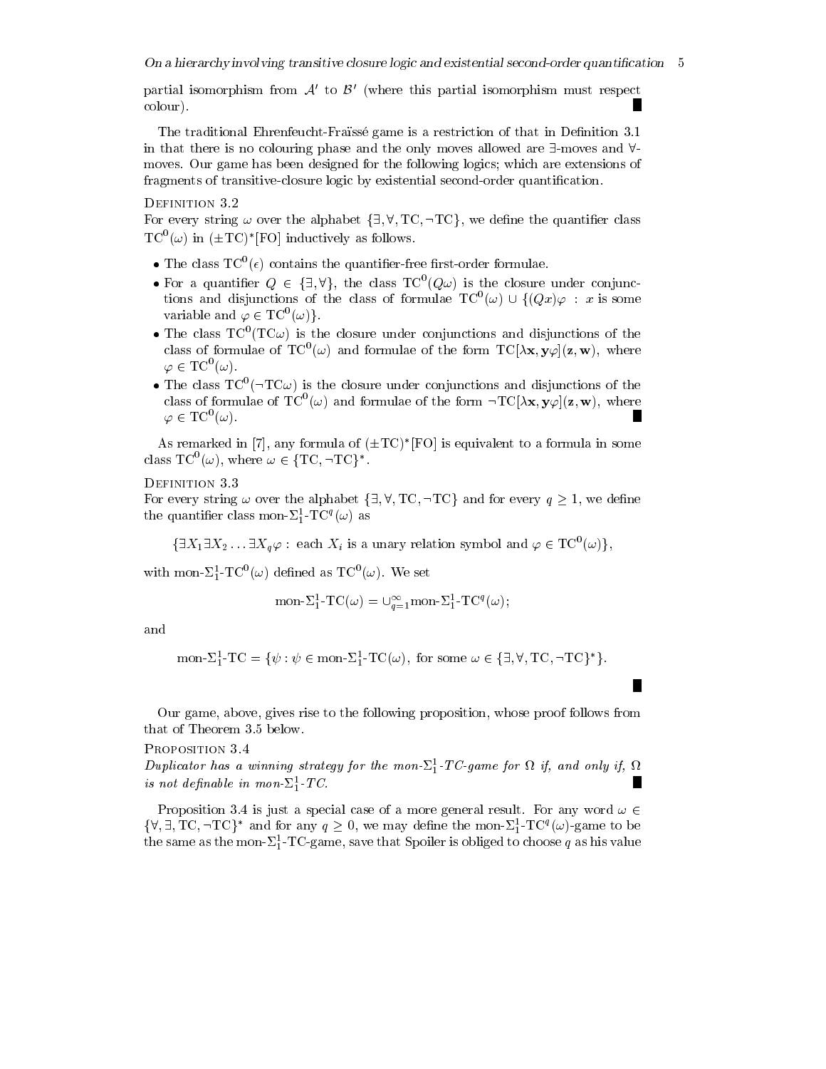partial isomorphism from $\mathcal{A}'$ to $\mathcal{B}'$ (where this partial isomorphism must respect colour). ■

The traditional Ehrenfeucht-Fraïssé game is a restriction of that in Definition 3.1 in that there is no colouring phase and the only moves allowed are $\exists$-moves and $\forall$-moves. Our game has been designed for the following logics; which are extensions of fragments of transitive-closure logic by existential second-order quantification.

Definition 3.2

For every string $\omega$ over the alphabet $\{\exists, \forall, \mathrm{TC}, \neg\mathrm{TC}\}$, we define the quantifier class $\mathrm{TC}^0(\omega)$ in $(\pm\mathrm{TC})^*[\mathrm{FO}]$ inductively as follows.

- The class $\mathrm{TC}^0(\epsilon)$ contains the quantifier-free first-order formulae.
- For a quantifier $Q \in \{\exists, \forall\}$, the class $\mathrm{TC}^0(Q\omega)$ is the closure under conjunctions and disjunctions of the class of formulae $\mathrm{TC}^0(\omega) \cup \{(Qx)\varphi : x \text{ is some variable and } \varphi \in \mathrm{TC}^0(\omega)\}$.
- The class $\mathrm{TC}^0(\mathrm{TC}\omega)$ is the closure under conjunctions and disjunctions of the class of formulae of $\mathrm{TC}^0(\omega)$ and formulae of the form $\mathrm{TC}[\lambda\mathbf{x},\mathbf{y}\varphi](\mathbf{z},\mathbf{w})$, where $\varphi \in \mathrm{TC}^0(\omega)$.
- The class $\mathrm{TC}^0(\neg\mathrm{TC}\omega)$ is the closure under conjunctions and disjunctions of the class of formulae of $\mathrm{TC}^0(\omega)$ and formulae of the form $\neg\mathrm{TC}[\lambda\mathbf{x},\mathbf{y}\varphi](\mathbf{z},\mathbf{w})$, where $\varphi \in \mathrm{TC}^0(\omega)$. ■

As remarked in [7], any formula of $(\pm\mathrm{TC})^*[\mathrm{FO}]$ is equivalent to a formula in some class $\mathrm{TC}^0(\omega)$, where $\omega \in \{\mathrm{TC}, \neg\mathrm{TC}\}^*$.

Definition 3.3

For every string $\omega$ over the alphabet $\{\exists, \forall, \mathrm{TC}, \neg\mathrm{TC}\}$ and for every $q \geq 1$, we define the quantifier class mon-$\Sigma^1_1$-$\mathrm{TC}^q(\omega)$ as

$$\{\exists X_1 \exists X_2 \ldots \exists X_q \varphi : \text{ each } X_i \text{ is a unary relation symbol and } \varphi \in \mathrm{TC}^0(\omega)\},$$

with mon-$\Sigma^1_1$-$\mathrm{TC}^0(\omega)$ defined as $\mathrm{TC}^0(\omega)$. We set

$$\text{mon-}\Sigma^1_1\text{-}\mathrm{TC}(\omega) = \cup_{q=1}^{\infty} \text{mon-}\Sigma^1_1\text{-}\mathrm{TC}^q(\omega);$$

and

$$\text{mon-}\Sigma^1_1\text{-}\mathrm{TC} = \{\psi : \psi \in \text{mon-}\Sigma^1_1\text{-}\mathrm{TC}(\omega), \text{ for some } \omega \in \{\exists, \forall, \mathrm{TC}, \neg\mathrm{TC}\}^*\}.$$

■

Our game, above, gives rise to the following proposition, whose proof follows from that of Theorem 3.5 below.

Proposition 3.4

*Duplicator has a winning strategy for the mon-$\Sigma^1_1$-TC-game for $\Omega$ if, and only if, $\Omega$ is not definable in mon-$\Sigma^1_1$-TC.* ■

Proposition 3.4 is just a special case of a more general result. For any word $\omega \in \{\forall, \exists, \mathrm{TC}, \neg\mathrm{TC}\}^*$ and for any $q \geq 0$, we may define the mon-$\Sigma^1_1$-$\mathrm{TC}^q(\omega)$-game to be the same as the mon-$\Sigma^1_1$-TC-game, save that Spoiler is obliged to choose $q$ as his value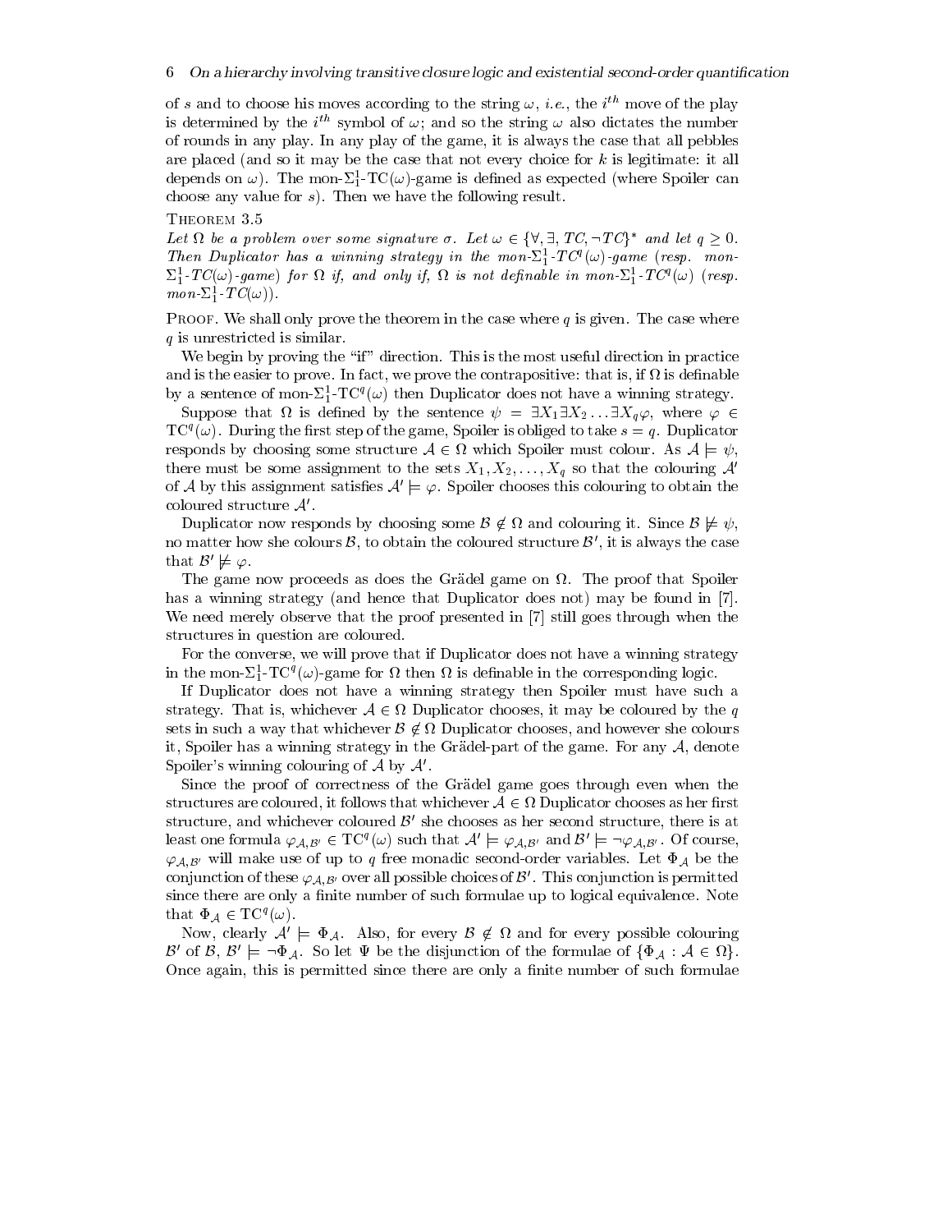of $s$ and to choose his moves according to the string $\omega$, *i.e.*, the $i^{th}$ move of the play is determined by the $i^{th}$ symbol of $\omega$; and so the string $\omega$ also dictates the number of rounds in any play. In any play of the game, it is always the case that all pebbles are placed (and so it may be the case that not every choice for $k$ is legitimate: it all depends on $\omega$). The mon-$\Sigma^1_1$-TC($\omega$)-game is defined as expected (where Spoiler can choose any value for $s$). Then we have the following result.

THEOREM 3.5

*Let $\Omega$ be a problem over some signature $\sigma$. Let $\omega \in \{\forall, \exists, TC, \neg TC\}^*$ and let $q \geq 0$. Then Duplicator has a winning strategy in the mon-$\Sigma^1_1$-$TC^q(\omega)$-game (resp. mon-$\Sigma^1_1$-$TC(\omega)$-game) for $\Omega$ if, and only if, $\Omega$ is not definable in mon-$\Sigma^1_1$-$TC^q(\omega)$ (resp. mon-$\Sigma^1_1$-$TC(\omega)$).*

PROOF. We shall only prove the theorem in the case where $q$ is given. The case where $q$ is unrestricted is similar.

We begin by proving the "if" direction. This is the most useful direction in practice and is the easier to prove. In fact, we prove the contrapositive: that is, if $\Omega$ is definable by a sentence of mon-$\Sigma^1_1$-TC$^q(\omega)$ then Duplicator does not have a winning strategy.

Suppose that $\Omega$ is defined by the sentence $\psi = \exists X_1 \exists X_2 \ldots \exists X_q \varphi$, where $\varphi \in$ TC$^q(\omega)$. During the first step of the game, Spoiler is obliged to take $s = q$. Duplicator responds by choosing some structure $\mathcal{A} \in \Omega$ which Spoiler must colour. As $\mathcal{A} \models \psi$, there must be some assignment to the sets $X_1, X_2, \ldots, X_q$ so that the colouring $\mathcal{A}'$ of $\mathcal{A}$ by this assignment satisfies $\mathcal{A}' \models \varphi$. Spoiler chooses this colouring to obtain the coloured structure $\mathcal{A}'$.

Duplicator now responds by choosing some $\mathcal{B} \notin \Omega$ and colouring it. Since $\mathcal{B} \not\models \psi$, no matter how she colours $\mathcal{B}$, to obtain the coloured structure $\mathcal{B}'$, it is always the case that $\mathcal{B}' \not\models \varphi$.

The game now proceeds as does the Grädel game on $\Omega$. The proof that Spoiler has a winning strategy (and hence that Duplicator does not) may be found in [7]. We need merely observe that the proof presented in [7] still goes through when the structures in question are coloured.

For the converse, we will prove that if Duplicator does not have a winning strategy in the mon-$\Sigma^1_1$-TC$^q(\omega)$-game for $\Omega$ then $\Omega$ is definable in the corresponding logic.

If Duplicator does not have a winning strategy then Spoiler must have such a strategy. That is, whichever $\mathcal{A} \in \Omega$ Duplicator chooses, it may be coloured by the $q$ sets in such a way that whichever $\mathcal{B} \notin \Omega$ Duplicator chooses, and however she colours it, Spoiler has a winning strategy in the Grädel-part of the game. For any $\mathcal{A}$, denote Spoiler's winning colouring of $\mathcal{A}$ by $\mathcal{A}'$.

Since the proof of correctness of the Grädel game goes through even when the structures are coloured, it follows that whichever $\mathcal{A} \in \Omega$ Duplicator chooses as her first structure, and whichever coloured $\mathcal{B}'$ she chooses as her second structure, there is at least one formula $\varphi_{\mathcal{A},\mathcal{B}'} \in$ TC$^q(\omega)$ such that $\mathcal{A}' \models \varphi_{\mathcal{A},\mathcal{B}'}$ and $\mathcal{B}' \models \neg\varphi_{\mathcal{A},\mathcal{B}'}$. Of course, $\varphi_{\mathcal{A},\mathcal{B}'}$ will make use of up to $q$ free monadic second-order variables. Let $\Phi_{\mathcal{A}}$ be the conjunction of these $\varphi_{\mathcal{A},\mathcal{B}'}$ over all possible choices of $\mathcal{B}'$. This conjunction is permitted since there are only a finite number of such formulae up to logical equivalence. Note that $\Phi_{\mathcal{A}} \in$ TC$^q(\omega)$.

Now, clearly $\mathcal{A}' \models \Phi_{\mathcal{A}}$. Also, for every $\mathcal{B} \notin \Omega$ and for every possible colouring $\mathcal{B}'$ of $\mathcal{B}$, $\mathcal{B}' \models \neg\Phi_{\mathcal{A}}$. So let $\Psi$ be the disjunction of the formulae of $\{\Phi_{\mathcal{A}} : \mathcal{A} \in \Omega\}$. Once again, this is permitted since there are only a finite number of such formulae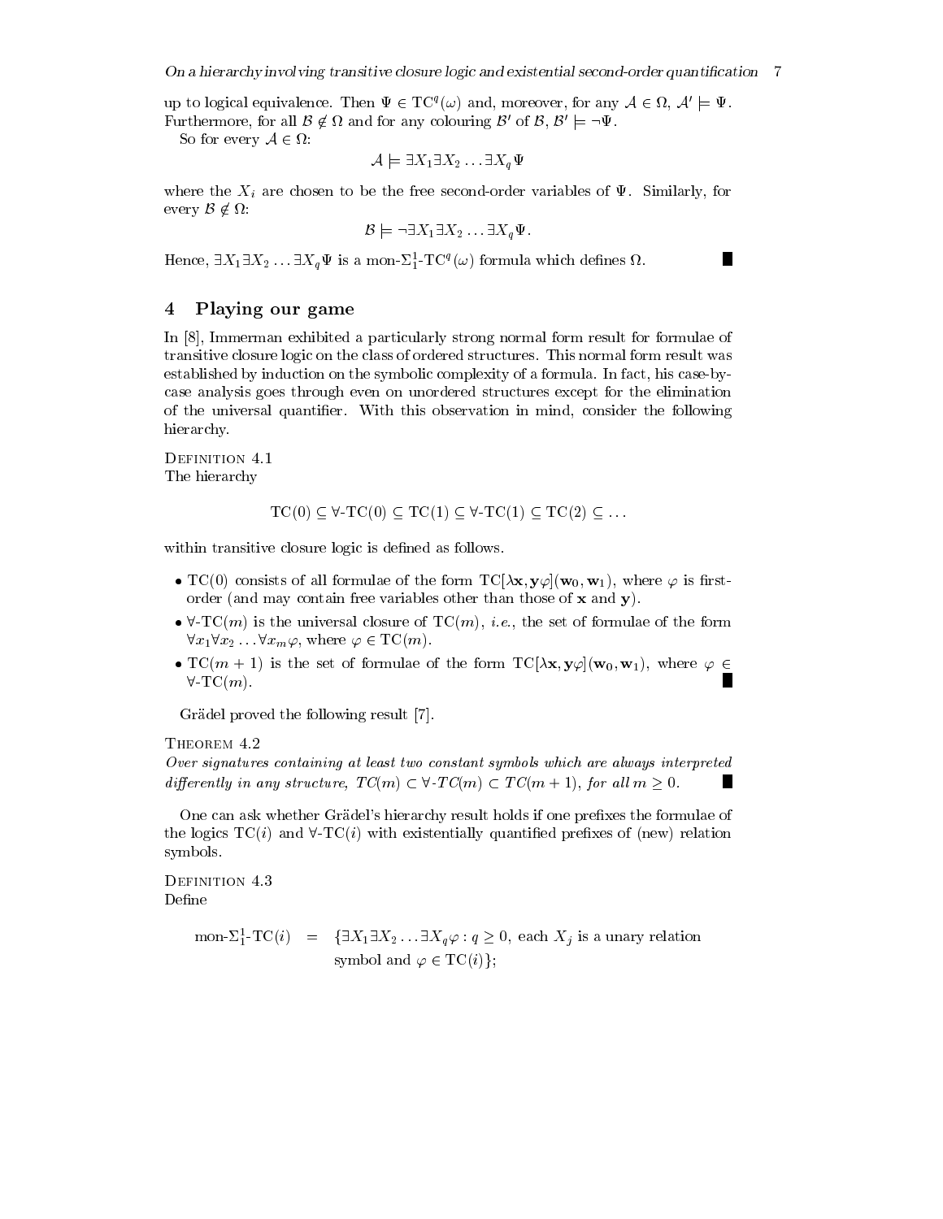up to logical equivalence. Then $\Psi \in \mathrm{TC}^q(\omega)$ and, moreover, for any $\mathcal{A} \in \Omega$, $\mathcal{A}' \models \Psi$. Furthermore, for all $\mathcal{B} \notin \Omega$ and for any colouring $\mathcal{B}'$ of $\mathcal{B}$, $\mathcal{B}' \models \neg\Psi$.

So for every $\mathcal{A} \in \Omega$:

$$\mathcal{A} \models \exists X_1 \exists X_2 \ldots \exists X_q \Psi$$

where the $X_i$ are chosen to be the free second-order variables of $\Psi$. Similarly, for every $\mathcal{B} \notin \Omega$:

$$\mathcal{B} \models \neg\exists X_1 \exists X_2 \ldots \exists X_q \Psi.$$

Hence, $\exists X_1 \exists X_2 \ldots \exists X_q \Psi$ is a mon-$\Sigma^1_1$-$\mathrm{TC}^q(\omega)$ formula which defines $\Omega$. ∎

## 4 Playing our game

In [8], Immerman exhibited a particularly strong normal form result for formulae of transitive closure logic on the class of ordered structures. This normal form result was established by induction on the symbolic complexity of a formula. In fact, his case-by-case analysis goes through even on unordered structures except for the elimination of the universal quantifier. With this observation in mind, consider the following hierarchy.

DEFINITION 4.1
The hierarchy

$$\mathrm{TC}(0) \subseteq \forall\text{-}\mathrm{TC}(0) \subseteq \mathrm{TC}(1) \subseteq \forall\text{-}\mathrm{TC}(1) \subseteq \mathrm{TC}(2) \subseteq \ldots$$

within transitive closure logic is defined as follows.

- $\mathrm{TC}(0)$ consists of all formulae of the form $\mathrm{TC}[\lambda\mathbf{x},\mathbf{y}\varphi](\mathbf{w}_0,\mathbf{w}_1)$, where $\varphi$ is first-order (and may contain free variables other than those of $\mathbf{x}$ and $\mathbf{y}$).
- $\forall$-$\mathrm{TC}(m)$ is the universal closure of $\mathrm{TC}(m)$, *i.e.*, the set of formulae of the form $\forall x_1 \forall x_2 \ldots \forall x_m \varphi$, where $\varphi \in \mathrm{TC}(m)$.
- $\mathrm{TC}(m+1)$ is the set of formulae of the form $\mathrm{TC}[\lambda\mathbf{x},\mathbf{y}\varphi](\mathbf{w}_0,\mathbf{w}_1)$, where $\varphi \in \forall$-$\mathrm{TC}(m)$. ∎

Grädel proved the following result [7].

THEOREM 4.2
*Over signatures containing at least two constant symbols which are always interpreted differently in any structure, $TC(m) \subset \forall$-$TC(m) \subset TC(m+1)$, for all $m \geq 0$.* ∎

One can ask whether Grädel's hierarchy result holds if one prefixes the formulae of the logics $\mathrm{TC}(i)$ and $\forall$-$\mathrm{TC}(i)$ with existentially quantified prefixes of (new) relation symbols.

DEFINITION 4.3
Define

$$\text{mon-}\Sigma^1_1\text{-}\mathrm{TC}(i) \quad = \quad \{\exists X_1 \exists X_2 \ldots \exists X_q \varphi : q \geq 0, \text{ each } X_j \text{ is a unary relation symbol and } \varphi \in \mathrm{TC}(i)\};$$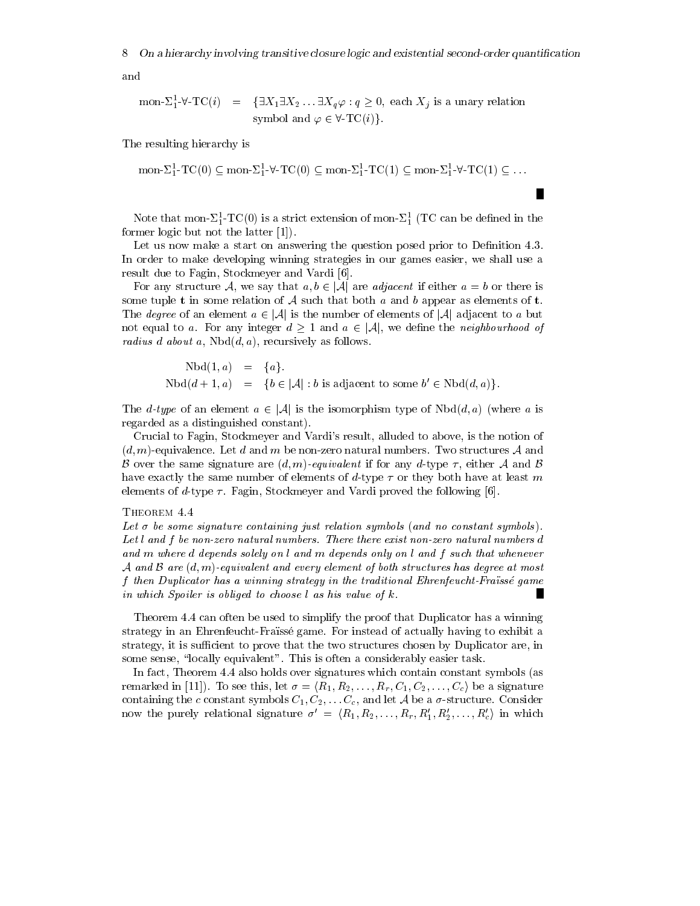and

$$\text{mon-}\Sigma^1_1\text{-}\forall\text{-TC}(i) \quad = \quad \{\exists X_1 \exists X_2 \ldots \exists X_q \varphi : q \geq 0, \text{ each } X_j \text{ is a unary relation symbol and } \varphi \in \forall\text{-TC}(i)\}.$$

The resulting hierarchy is

$$\text{mon-}\Sigma^1_1\text{-TC}(0) \subseteq \text{mon-}\Sigma^1_1\text{-}\forall\text{-TC}(0) \subseteq \text{mon-}\Sigma^1_1\text{-TC}(1) \subseteq \text{mon-}\Sigma^1_1\text{-}\forall\text{-TC}(1) \subseteq \ldots$$

■

Note that mon-$\Sigma^1_1$-TC(0) is a strict extension of mon-$\Sigma^1_1$ (TC can be defined in the former logic but not the latter [1]).

Let us now make a start on answering the question posed prior to Definition 4.3. In order to make developing winning strategies in our games easier, we shall use a result due to Fagin, Stockmeyer and Vardi [6].

For any structure $\mathcal{A}$, we say that $a, b \in |\mathcal{A}|$ are *adjacent* if either $a = b$ or there is some tuple $\mathbf{t}$ in some relation of $\mathcal{A}$ such that both $a$ and $b$ appear as elements of $\mathbf{t}$. The *degree* of an element $a \in |\mathcal{A}|$ is the number of elements of $|\mathcal{A}|$ adjacent to $a$ but not equal to $a$. For any integer $d \geq 1$ and $a \in |\mathcal{A}|$, we define the *neighbourhood of radius $d$ about $a$*, $\text{Nbd}(d, a)$, recursively as follows.

$$\begin{aligned} \text{Nbd}(1, a) &= \{a\}. \\ \text{Nbd}(d+1, a) &= \{b \in |\mathcal{A}| : b \text{ is adjacent to some } b' \in \text{Nbd}(d, a)\}. \end{aligned}$$

The *$d$-type* of an element $a \in |\mathcal{A}|$ is the isomorphism type of $\text{Nbd}(d, a)$ (where $a$ is regarded as a distinguished constant).

Crucial to Fagin, Stockmeyer and Vardi's result, alluded to above, is the notion of $(d, m)$-equivalence. Let $d$ and $m$ be non-zero natural numbers. Two structures $\mathcal{A}$ and $\mathcal{B}$ over the same signature are *$(d, m)$-equivalent* if for any $d$-type $\tau$, either $\mathcal{A}$ and $\mathcal{B}$ have exactly the same number of elements of $d$-type $\tau$ or they both have at least $m$ elements of $d$-type $\tau$. Fagin, Stockmeyer and Vardi proved the following [6].

Theorem 4.4

*Let $\sigma$ be some signature containing just relation symbols (and no constant symbols). Let $l$ and $f$ be non-zero natural numbers. There there exist non-zero natural numbers $d$ and $m$ where $d$ depends solely on $l$ and $m$ depends only on $l$ and $f$ such that whenever $\mathcal{A}$ and $\mathcal{B}$ are $(d, m)$-equivalent and every element of both structures has degree at most $f$ then Duplicator has a winning strategy in the traditional Ehrenfeucht-Fraïssé game in which Spoiler is obliged to choose $l$ as his value of $k$.* ■

Theorem 4.4 can often be used to simplify the proof that Duplicator has a winning strategy in an Ehrenfeucht-Fraïssé game. For instead of actually having to exhibit a strategy, it is sufficient to prove that the two structures chosen by Duplicator are, in some sense, "locally equivalent". This is often a considerably easier task.

In fact, Theorem 4.4 also holds over signatures which contain constant symbols (as remarked in [11]). To see this, let $\sigma = \langle R_1, R_2, \ldots, R_r, C_1, C_2, \ldots, C_c \rangle$ be a signature containing the $c$ constant symbols $C_1, C_2, \ldots C_c$, and let $\mathcal{A}$ be a $\sigma$-structure. Consider now the purely relational signature $\sigma' = \langle R_1, R_2, \ldots, R_r, R'_1, R'_2, \ldots, R'_c \rangle$ in which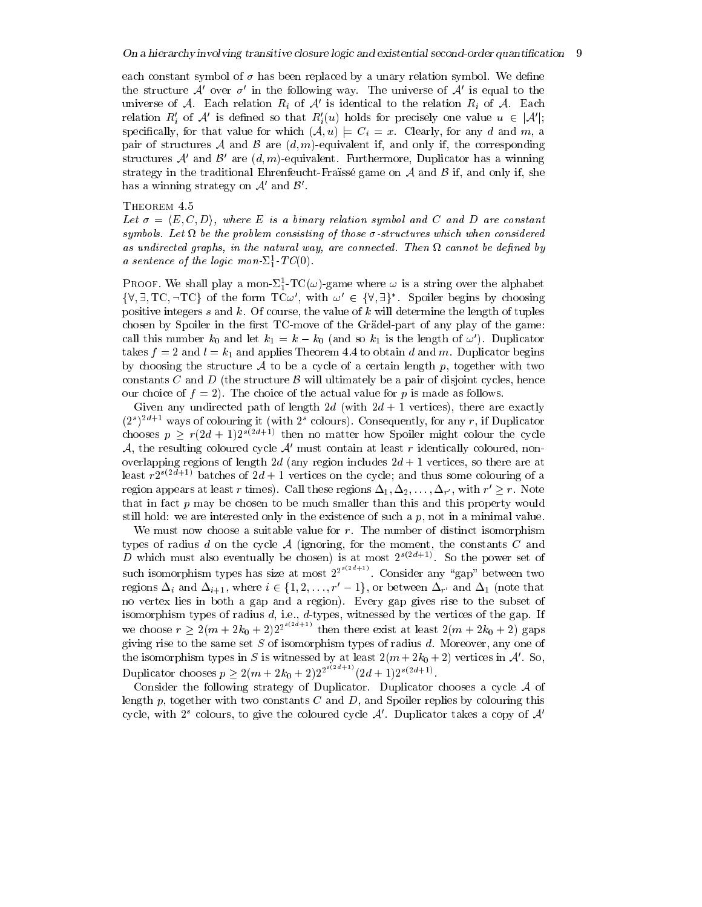each constant symbol of $\sigma$ has been replaced by a unary relation symbol. We define the structure $\mathcal{A}'$ over $\sigma'$ in the following way. The universe of $\mathcal{A}'$ is equal to the universe of $\mathcal{A}$. Each relation $R_i$ of $\mathcal{A}'$ is identical to the relation $R_i$ of $\mathcal{A}$. Each relation $R'_i$ of $\mathcal{A}'$ is defined so that $R'_i(u)$ holds for precisely one value $u \in |\mathcal{A}'|$; specifically, for that value for which $(\mathcal{A}, u) \models C_i = x$. Clearly, for any $d$ and $m$, a pair of structures $\mathcal{A}$ and $\mathcal{B}$ are $(d,m)$-equivalent if, and only if, the corresponding structures $\mathcal{A}'$ and $\mathcal{B}'$ are $(d,m)$-equivalent. Furthermore, Duplicator has a winning strategy in the traditional Ehrenfeucht-Fraïssé game on $\mathcal{A}$ and $\mathcal{B}$ if, and only if, she has a winning strategy on $\mathcal{A}'$ and $\mathcal{B}'$.

**Theorem 4.5**

*Let $\sigma = \langle E, C, D\rangle$, where $E$ is a binary relation symbol and $C$ and $D$ are constant symbols. Let $\Omega$ be the problem consisting of those $\sigma$-structures which when considered as undirected graphs, in the natural way, are connected. Then $\Omega$ cannot be defined by a sentence of the logic mon-$\Sigma^1_1$-$TC(0)$.*

**Proof.** We shall play a mon-$\Sigma^1_1$-TC$(\omega)$-game where $\omega$ is a string over the alphabet $\{\forall, \exists, \mathrm{TC}, \neg\mathrm{TC}\}$ of the form $\mathrm{TC}\omega'$, with $\omega' \in \{\forall, \exists\}^*$. Spoiler begins by choosing positive integers $s$ and $k$. Of course, the value of $k$ will determine the length of tuples chosen by Spoiler in the first TC-move of the Grädel-part of any play of the game: call this number $k_0$ and let $k_1 = k - k_0$ (and so $k_1$ is the length of $\omega'$). Duplicator takes $f = 2$ and $l = k_1$ and applies Theorem 4.4 to obtain $d$ and $m$. Duplicator begins by choosing the structure $\mathcal{A}$ to be a cycle of a certain length $p$, together with two constants $C$ and $D$ (the structure $\mathcal{B}$ will ultimately be a pair of disjoint cycles, hence our choice of $f = 2$). The choice of the actual value for $p$ is made as follows.

Given any undirected path of length $2d$ (with $2d+1$ vertices), there are exactly $(2^s)^{2d+1}$ ways of colouring it (with $2^s$ colours). Consequently, for any $r$, if Duplicator chooses $p \geq r(2d+1)2^{s(2d+1)}$ then no matter how Spoiler might colour the cycle $\mathcal{A}$, the resulting coloured cycle $\mathcal{A}'$ must contain at least $r$ identically coloured, non-overlapping regions of length $2d$ (any region includes $2d+1$ vertices, so there are at least $r2^{s(2d+1)}$ batches of $2d+1$ vertices on the cycle; and thus some colouring of a region appears at least $r$ times). Call these regions $\Delta_1, \Delta_2, \ldots, \Delta_{r'}$, with $r' \geq r$. Note that in fact $p$ may be chosen to be much smaller than this and this property would still hold: we are interested only in the existence of such a $p$, not in a minimal value.

We must now choose a suitable value for $r$. The number of distinct isomorphism types of radius $d$ on the cycle $\mathcal{A}$ (ignoring, for the moment, the constants $C$ and $D$ which must also eventually be chosen) is at most $2^{s(2d+1)}$. So the power set of such isomorphism types has size at most $2^{2^{s(2d+1)}}$. Consider any "gap" between two regions $\Delta_i$ and $\Delta_{i+1}$, where $i \in \{1, 2, \ldots, r'-1\}$, or between $\Delta_{r'}$ and $\Delta_1$ (note that no vertex lies in both a gap and a region). Every gap gives rise to the subset of isomorphism types of radius $d$, i.e., $d$-types, witnessed by the vertices of the gap. If we choose $r \geq 2(m + 2k_0 + 2)2^{2^{s(2d+1)}}$ then there exist at least $2(m + 2k_0 + 2)$ gaps giving rise to the same set $S$ of isomorphism types of radius $d$. Moreover, any one of the isomorphism types in $S$ is witnessed by at least $2(m + 2k_0 + 2)$ vertices in $\mathcal{A}'$. So, Duplicator chooses $p \geq 2(m + 2k_0 + 2)2^{2^{s(2d+1)}}(2d+1)2^{s(2d+1)}$.

Consider the following strategy of Duplicator. Duplicator chooses a cycle $\mathcal{A}$ of length $p$, together with two constants $C$ and $D$, and Spoiler replies by colouring this cycle, with $2^s$ colours, to give the coloured cycle $\mathcal{A}'$. Duplicator takes a copy of $\mathcal{A}'$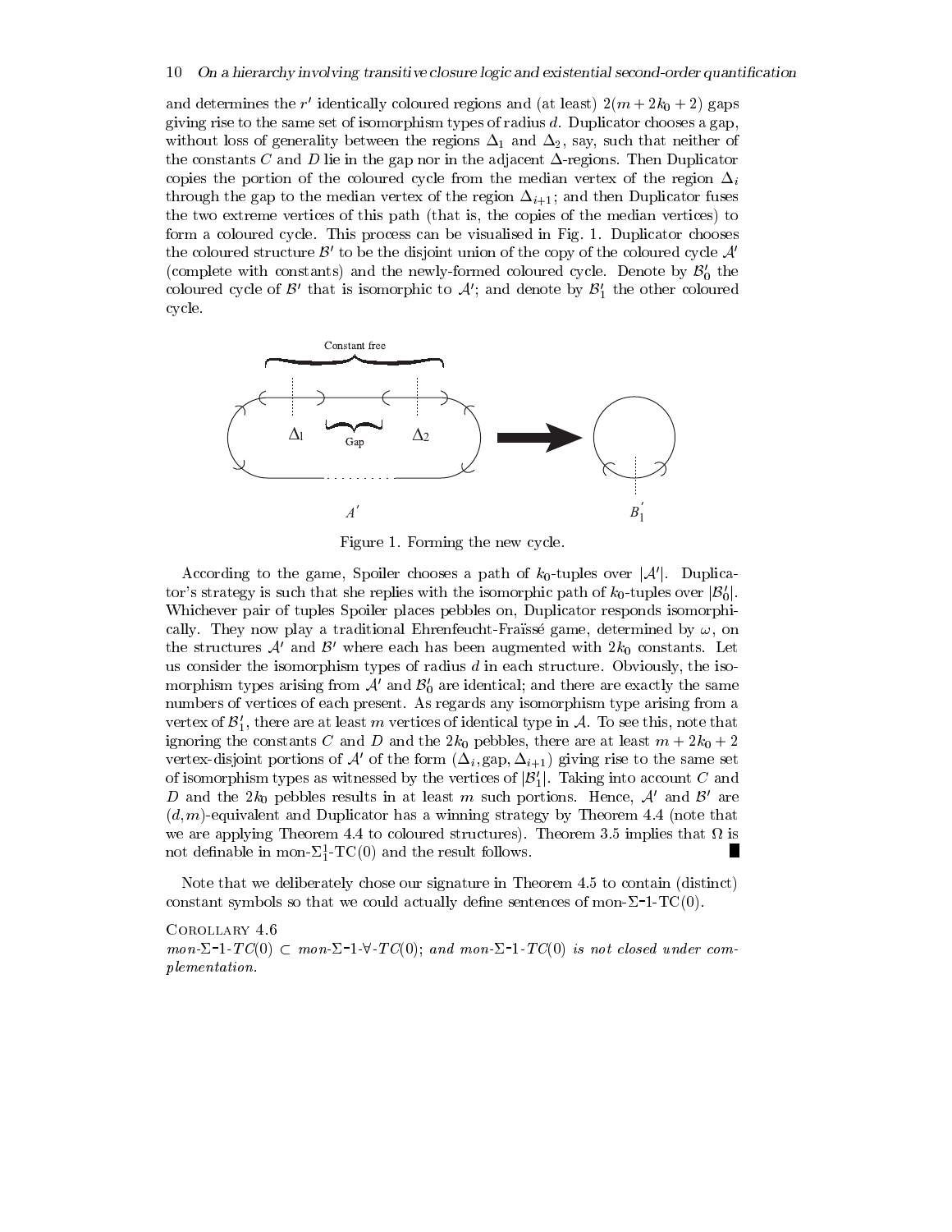and determines the $r'$ identically coloured regions and (at least) $2(m + 2k_0 + 2)$ gaps giving rise to the same set of isomorphism types of radius $d$. Duplicator chooses a gap, without loss of generality between the regions $\Delta_1$ and $\Delta_2$, say, such that neither of the constants $C$ and $D$ lie in the gap nor in the adjacent $\Delta$-regions. Then Duplicator copies the portion of the coloured cycle from the median vertex of the region $\Delta_i$ through the gap to the median vertex of the region $\Delta_{i+1}$; and then Duplicator fuses the two extreme vertices of this path (that is, the copies of the median vertices) to form a coloured cycle. This process can be visualised in Fig. 1. Duplicator chooses the coloured structure $\mathcal{B}'$ to be the disjoint union of the copy of the coloured cycle $\mathcal{A}'$ (complete with constants) and the newly-formed coloured cycle. Denote by $\mathcal{B}'_0$ the coloured cycle of $\mathcal{B}'$ that is isomorphic to $\mathcal{A}'$; and denote by $\mathcal{B}'_1$ the other coloured cycle.

Figure 1. Forming the new cycle.

According to the game, Spoiler chooses a path of $k_0$-tuples over $|\mathcal{A}'|$. Duplicator's strategy is such that she replies with the isomorphic path of $k_0$-tuples over $|\mathcal{B}'_0|$. Whichever pair of tuples Spoiler places pebbles on, Duplicator responds isomorphically. They now play a traditional Ehrenfeucht-Fraïssé game, determined by $\omega$, on the structures $\mathcal{A}'$ and $\mathcal{B}'$ where each has been augmented with $2k_0$ constants. Let us consider the isomorphism types of radius $d$ in each structure. Obviously, the isomorphism types arising from $\mathcal{A}'$ and $\mathcal{B}'_0$ are identical; and there are exactly the same numbers of vertices of each present. As regards any isomorphism type arising from a vertex of $\mathcal{B}'_1$, there are at least $m$ vertices of identical type in $\mathcal{A}$. To see this, note that ignoring the constants $C$ and $D$ and the $2k_0$ pebbles, there are at least $m + 2k_0 + 2$ vertex-disjoint portions of $\mathcal{A}'$ of the form $(\Delta_i, \text{gap}, \Delta_{i+1})$ giving rise to the same set of isomorphism types as witnessed by the vertices of $|\mathcal{B}'_1|$. Taking into account $C$ and $D$ and the $2k_0$ pebbles results in at least $m$ such portions. Hence, $\mathcal{A}'$ and $\mathcal{B}'$ are $(d, m)$-equivalent and Duplicator has a winning strategy by Theorem 4.4 (note that we are applying Theorem 4.4 to coloured structures). Theorem 3.5 implies that $\Omega$ is not definable in mon-$\Sigma^1_1$-TC(0) and the result follows. ∎

Note that we deliberately chose our signature in Theorem 4.5 to contain (distinct) constant symbols so that we could actually define sentences of mon-$\Sigma$-1-TC(0).

Corollary 4.6

*mon-$\Sigma$-1-TC(0) $\subset$ mon-$\Sigma$-1-$\forall$-TC(0); and mon-$\Sigma$-1-TC(0) is not closed under complementation.*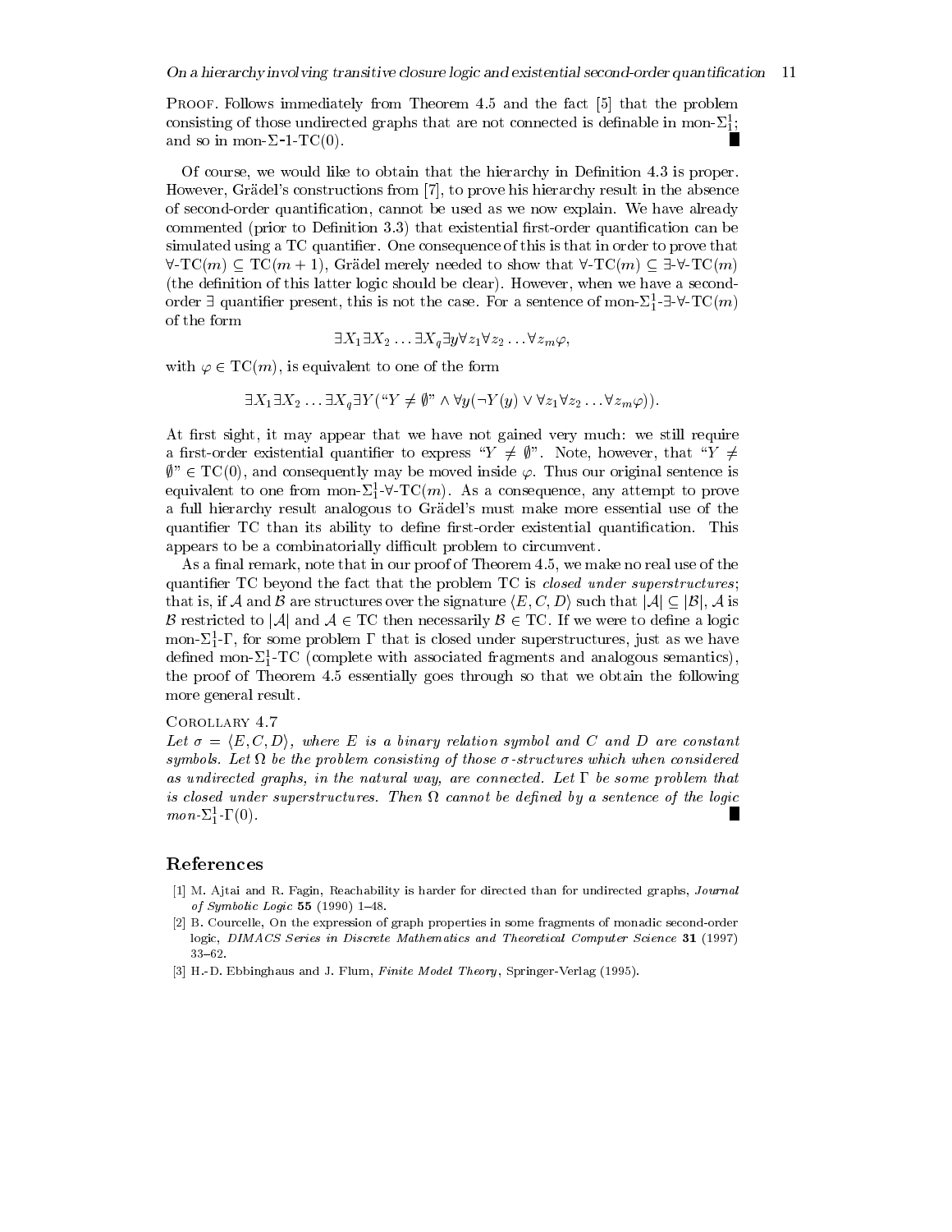PROOF. Follows immediately from Theorem 4.5 and the fact [5] that the problem consisting of those undirected graphs that are not connected is definable in mon-$\Sigma^1_1$; and so in mon-$\Sigma$-1-TC(0). ∎

Of course, we would like to obtain that the hierarchy in Definition 4.3 is proper. However, Grädel's constructions from [7], to prove his hierarchy result in the absence of second-order quantification, cannot be used as we now explain. We have already commented (prior to Definition 3.3) that existential first-order quantification can be simulated using a TC quantifier. One consequence of this is that in order to prove that $\forall$-TC$(m) \subseteq$ TC$(m+1)$, Grädel merely needed to show that $\forall$-TC$(m) \subseteq \exists$-$\forall$-TC$(m)$ (the definition of this latter logic should be clear). However, when we have a second-order $\exists$ quantifier present, this is not the case. For a sentence of mon-$\Sigma^1_1$-$\exists$-$\forall$-TC$(m)$ of the form

$$\exists X_1 \exists X_2 \ldots \exists X_q \exists y \forall z_1 \forall z_2 \ldots \forall z_m \varphi,$$

with $\varphi \in$ TC$(m)$, is equivalent to one of the form

$$\exists X_1 \exists X_2 \ldots \exists X_q \exists Y (\text{"}Y \neq \emptyset\text{"} \wedge \forall y(\neg Y(y) \vee \forall z_1 \forall z_2 \ldots \forall z_m \varphi)).$$

At first sight, it may appear that we have not gained very much: we still require a first-order existential quantifier to express "$Y \neq \emptyset$". Note, however, that "$Y \neq \emptyset$" $\in$ TC(0), and consequently may be moved inside $\varphi$. Thus our original sentence is equivalent to one from mon-$\Sigma^1_1$-$\forall$-TC$(m)$. As a consequence, any attempt to prove a full hierarchy result analogous to Grädel's must make more essential use of the quantifier TC than its ability to define first-order existential quantification. This appears to be a combinatorially difficult problem to circumvent.

As a final remark, note that in our proof of Theorem 4.5, we make no real use of the quantifier TC beyond the fact that the problem TC is *closed under superstructures*; that is, if $\mathcal{A}$ and $\mathcal{B}$ are structures over the signature $\langle E, C, D \rangle$ such that $|\mathcal{A}| \subseteq |\mathcal{B}|$, $\mathcal{A}$ is $\mathcal{B}$ restricted to $|\mathcal{A}|$ and $\mathcal{A} \in$ TC then necessarily $\mathcal{B} \in$ TC. If we were to define a logic mon-$\Sigma^1_1$-$\Gamma$, for some problem $\Gamma$ that is closed under superstructures, just as we have defined mon-$\Sigma^1_1$-TC (complete with associated fragments and analogous semantics), the proof of Theorem 4.5 essentially goes through so that we obtain the following more general result.

COROLLARY 4.7

*Let $\sigma = \langle E, C, D \rangle$, where $E$ is a binary relation symbol and $C$ and $D$ are constant symbols. Let $\Omega$ be the problem consisting of those $\sigma$-structures which when considered as undirected graphs, in the natural way, are connected. Let $\Gamma$ be some problem that is closed under superstructures. Then $\Omega$ cannot be defined by a sentence of the logic mon-$\Sigma^1_1$-$\Gamma(0)$.* ∎

## References

[1] M. Ajtai and R. Fagin, Reachability is harder for directed than for undirected graphs, *Journal of Symbolic Logic* **55** (1990) 1–48.

[2] B. Courcelle, On the expression of graph properties in some fragments of monadic second-order logic, *DIMACS Series in Discrete Mathematics and Theoretical Computer Science* **31** (1997) 33–62.

[3] H.-D. Ebbinghaus and J. Flum, *Finite Model Theory*, Springer-Verlag (1995).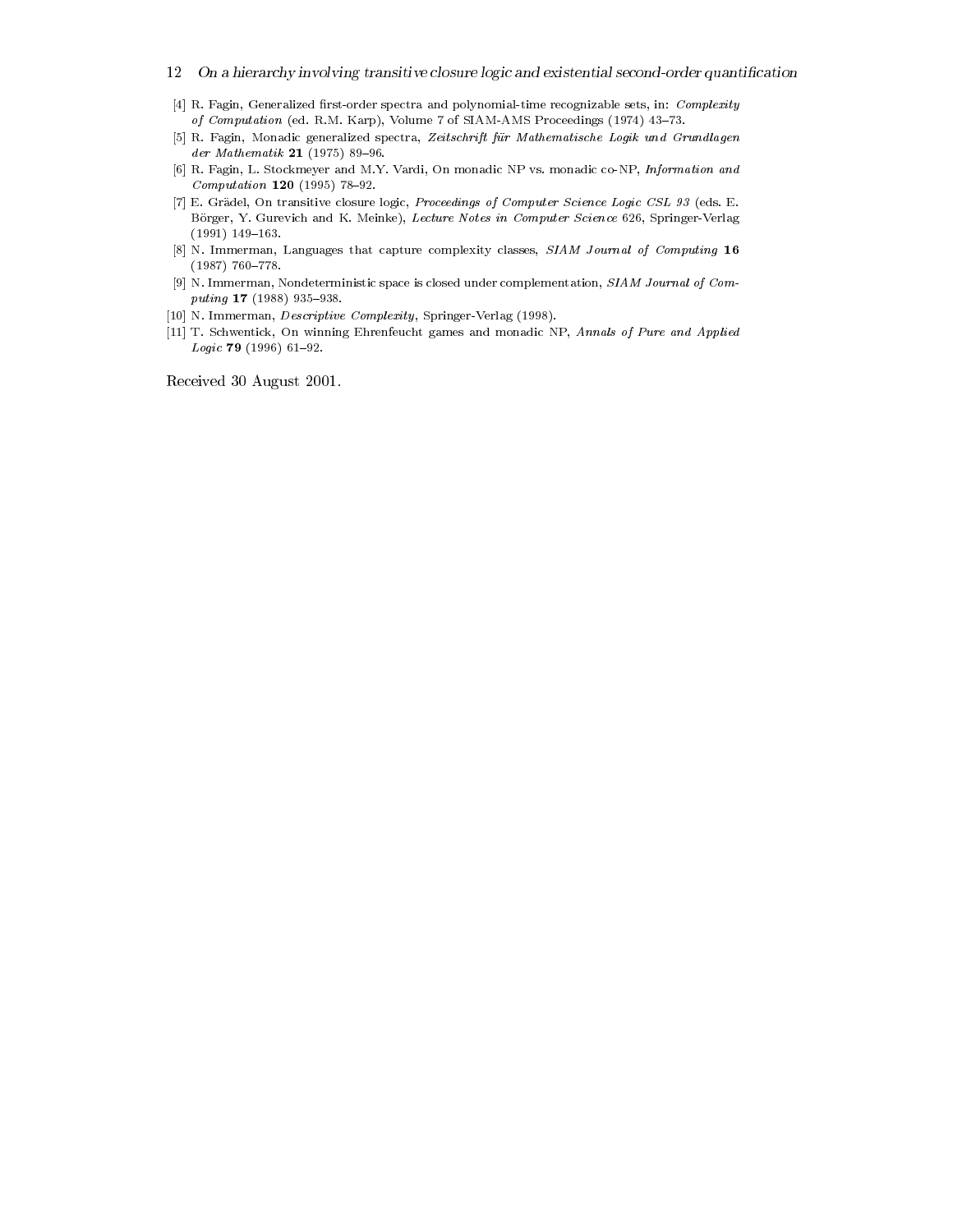[4] R. Fagin, Generalized first-order spectra and polynomial-time recognizable sets, in: *Complexity of Computation* (ed. R.M. Karp), Volume 7 of SIAM-AMS Proceedings (1974) 43–73.

[5] R. Fagin, Monadic generalized spectra, *Zeitschrift für Mathematische Logik und Grundlagen der Mathematik* **21** (1975) 89–96.

[6] R. Fagin, L. Stockmeyer and M.Y. Vardi, On monadic NP vs. monadic co-NP, *Information and Computation* **120** (1995) 78–92.

[7] E. Grädel, On transitive closure logic, *Proceedings of Computer Science Logic CSL 93* (eds. E. Börger, Y. Gurevich and K. Meinke), *Lecture Notes in Computer Science* 626, Springer-Verlag (1991) 149–163.

[8] N. Immerman, Languages that capture complexity classes, *SIAM Journal of Computing* **16** (1987) 760–778.

[9] N. Immerman, Nondeterministic space is closed under complementation, *SIAM Journal of Computing* **17** (1988) 935–938.

[10] N. Immerman, *Descriptive Complexity*, Springer-Verlag (1998).

[11] T. Schwentick, On winning Ehrenfeucht games and monadic NP, *Annals of Pure and Applied Logic* **79** (1996) 61–92.

Received 30 August 2001.